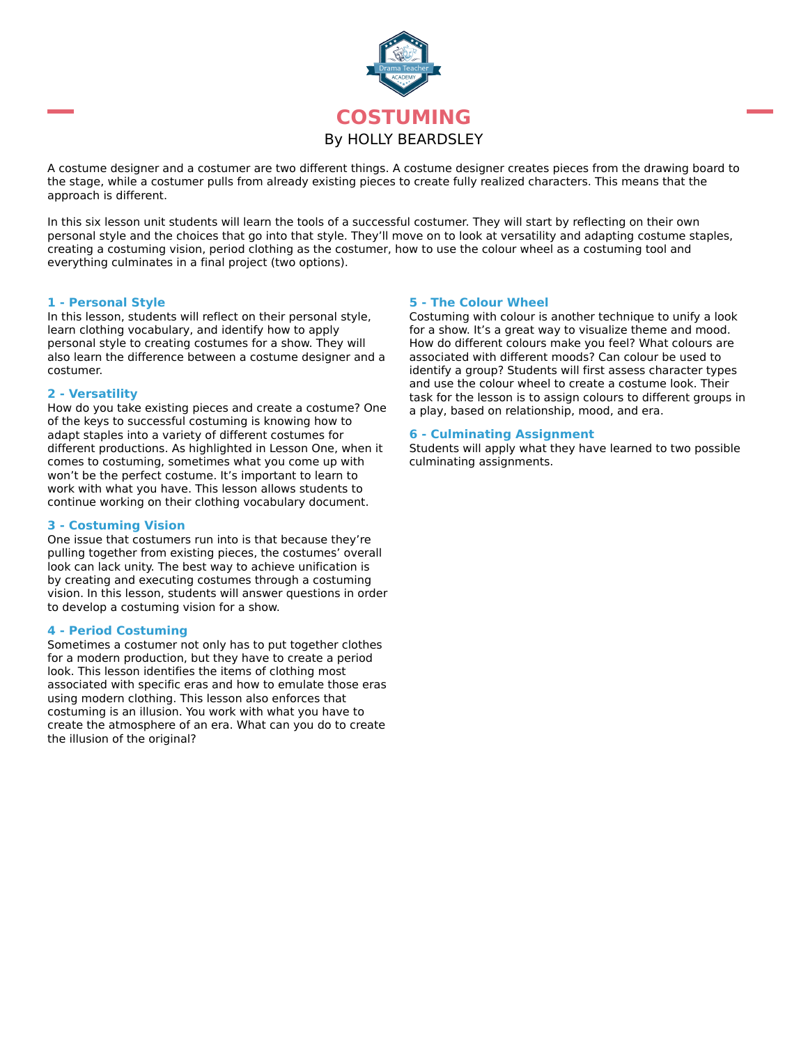# COSTUMING

By HOLLY BEARDSLEY

A costume designer and a costumer are two different things. A costume designer creates pieces from the drawing board to the stage, while a costumer pulls from already existing pieces to create fully realized characters. This means that the approach is different.

In this six lesson unit students will learn the tools of a successful costumer. They will start by reflecting on their own personal style and the choices that go into that style. They'll move on to look at versatility and adapting costume staples, creating a costuming vision, period clothing as the costumer, how to use the colour wheel as a costuming tool and everything culminates in a final project (two options).

### 1 - Personal Style

In this lesson, students will reflect on their personal style, learn clothing vocabulary, and identify how to apply personal style to creating costumes for a show. They will also learn the difference between a costume designer and a costumer.

### 2 - Versatility

How do you take existing pieces and create a costume? One of the keys to successful costuming is knowing how to adapt staples into a variety of different costumes for different productions. As highlighted in Lesson One, when it comes to costuming, sometimes what you come up with won't be the perfect costume. It's important to learn to work with what you have. This lesson allows students to continue working on their clothing vocabulary document.

### 3 - Costuming Vision

One issue that costumers run into is that because they're pulling together from existing pieces, the costumes' overall look can lack unity. The best way to achieve unification is by creating and executing costumes through a costuming vision. In this lesson, students will answer questions in order to develop a costuming vision for a show.

### 4 - Period Costuming

Sometimes a costumer not only has to put together clothes for a modern production, but they have to create a period look. This lesson identifies the items of clothing most associated with specific eras and how to emulate those eras using modern clothing. This lesson also enforces that costuming is an illusion. You work with what you have to create the atmosphere of an era. What can you do to create the illusion of the original?

### 5 - The Colour Wheel

Costuming with colour is another technique to unify a look for a show. It's a great way to visualize theme and mood. How do different colours make you feel? What colours are associated with different moods? Can colour be used to identify a group? Students will first assess character types and use the colour wheel to create a costume look. Their task for the lesson is to assign colours to different groups in a play, based on relationship, mood, and era.

### 6 - Culminating Assignment

Students will apply what they have learned to two possible culminating assignments.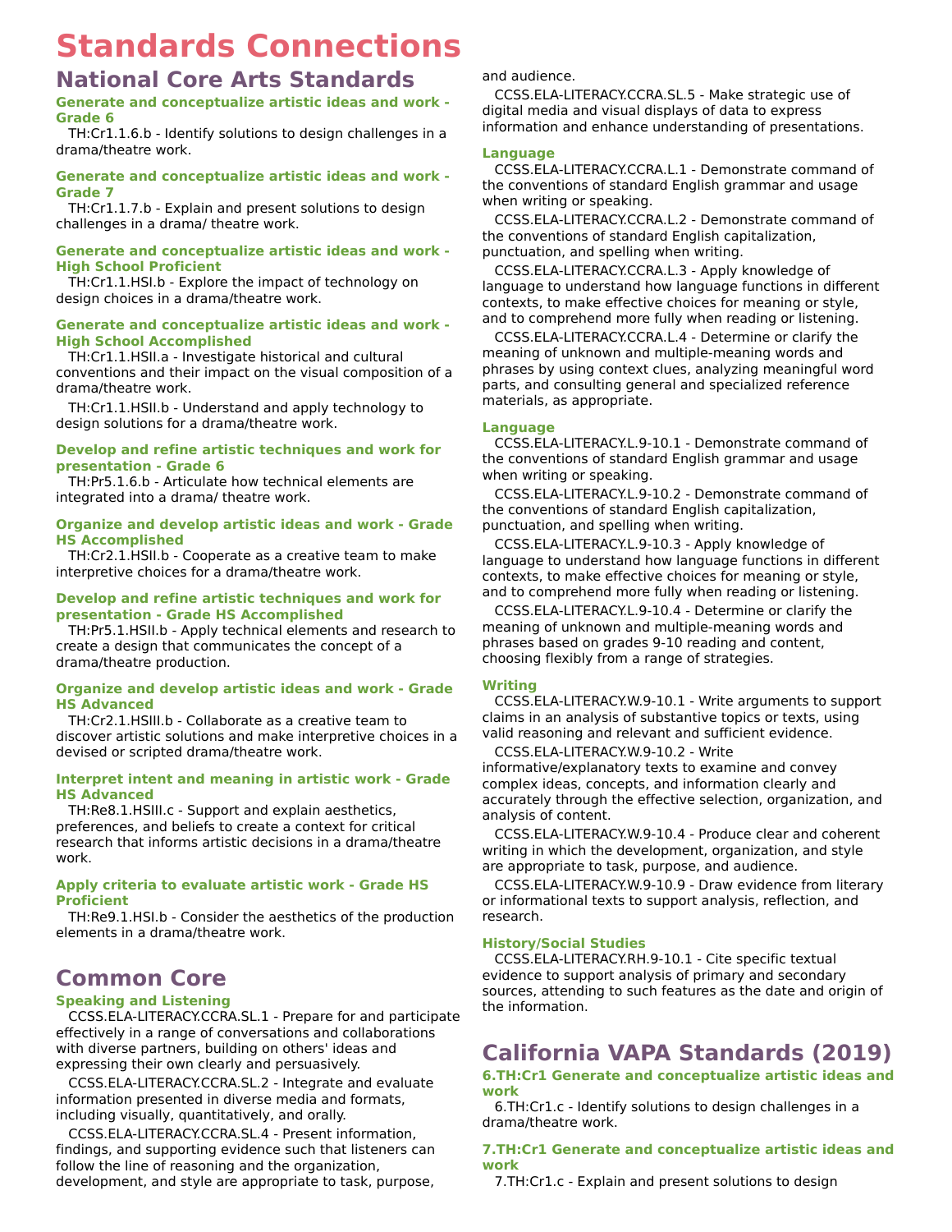# Standards Connections

## National Core Arts Standards

### Generate and conceptualize artistic ideas and work - Grade 6

TH:Cr1.1.6.b - Identify solutions to design challenges in a drama/theatre work.

### Generate and conceptualize artistic ideas and work - Grade 7

TH:Cr1.1.7.b - Explain and present solutions to design challenges in a drama/ theatre work.

### Generate and conceptualize artistic ideas and work - High School Proficient

TH:Cr1.1.HSI.b - Explore the impact of technology on design choices in a drama/theatre work.

### Generate and conceptualize artistic ideas and work - High School Accomplished

TH:Cr1.1.HSII.a - Investigate historical and cultural conventions and their impact on the visual composition of a drama/theatre work.

TH:Cr1.1.HSII.b - Understand and apply technology to design solutions for a drama/theatre work.

### Develop and refine artistic techniques and work for presentation - Grade 6

TH:Pr5.1.6.b - Articulate how technical elements are integrated into a drama/ theatre work.

### Organize and develop artistic ideas and work - Grade HS Accomplished

TH:Cr2.1.HSII.b - Cooperate as a creative team to make interpretive choices for a drama/theatre work.

### Develop and refine artistic techniques and work for presentation - Grade HS Accomplished

TH:Pr5.1.HSII.b - Apply technical elements and research to create a design that communicates the concept of a drama/theatre production.

### Organize and develop artistic ideas and work - Grade HS Advanced

TH:Cr2.1.HSIII.b - Collaborate as a creative team to discover artistic solutions and make interpretive choices in a devised or scripted drama/theatre work.

### Interpret intent and meaning in artistic work - Grade HS Advanced

TH:Re8.1.HSIII.c - Support and explain aesthetics, preferences, and beliefs to create a context for critical research that informs artistic decisions in a drama/theatre work.

### Apply criteria to evaluate artistic work - Grade HS Proficient

TH:Re9.1.HSI.b - Consider the aesthetics of the production elements in a drama/theatre work.

## Common Core

### Speaking and Listening

CCSS.ELA-LITERACY.CCRA.SL.1 - Prepare for and participate effectively in a range of conversations and collaborations with diverse partners, building on others' ideas and expressing their own clearly and persuasively.

CCSS.ELA-LITERACY.CCRA.SL.2 - Integrate and evaluate information presented in diverse media and formats, including visually, quantitatively, and orally.

CCSS.ELA-LITERACY.CCRA.SL.4 - Present information, findings, and supporting evidence such that listeners can follow the line of reasoning and the organization, development, and style are appropriate to task, purpose, and audience.

CCSS.ELA-LITERACY.CCRA.SL.5 - Make strategic use of digital media and visual displays of data to express information and enhance understanding of presentations.

### Language

CCSS.ELA-LITERACY.CCRA.L.1 - Demonstrate command of the conventions of standard English grammar and usage when writing or speaking.

CCSS.ELA-LITERACY.CCRA.L.2 - Demonstrate command of the conventions of standard English capitalization, punctuation, and spelling when writing.

CCSS.ELA-LITERACY.CCRA.L.3 - Apply knowledge of language to understand how language functions in different contexts, to make effective choices for meaning or style, and to comprehend more fully when reading or listening.

CCSS.ELA-LITERACY.CCRA.L.4 - Determine or clarify the meaning of unknown and multiple-meaning words and phrases by using context clues, analyzing meaningful word parts, and consulting general and specialized reference materials, as appropriate.

### Language

CCSS.ELA-LITERACY.L.9-10.1 - Demonstrate command of the conventions of standard English grammar and usage when writing or speaking.

CCSS.ELA-LITERACY.L.9-10.2 - Demonstrate command of the conventions of standard English capitalization, punctuation, and spelling when writing.

CCSS.ELA-LITERACY.L.9-10.3 - Apply knowledge of language to understand how language functions in different contexts, to make effective choices for meaning or style, and to comprehend more fully when reading or listening.

CCSS.ELA-LITERACY.L.9-10.4 - Determine or clarify the meaning of unknown and multiple-meaning words and phrases based on grades 9-10 reading and content, choosing flexibly from a range of strategies.

### Writing

CCSS.ELA-LITERACY.W.9-10.1 - Write arguments to support claims in an analysis of substantive topics or texts, using valid reasoning and relevant and sufficient evidence.

CCSS.ELA-LITERACY.W.9-10.2 - Write informative/explanatory texts to examine and convey complex ideas, concepts, and information clearly and accurately through the effective selection, organization, and analysis of content.

CCSS.ELA-LITERACY.W.9-10.4 - Produce clear and coherent writing in which the development, organization, and style are appropriate to task, purpose, and audience.

CCSS.ELA-LITERACY.W.9-10.9 - Draw evidence from literary or informational texts to support analysis, reflection, and research.

### History/Social Studies

CCSS.ELA-LITERACY.RH.9-10.1 - Cite specific textual evidence to support analysis of primary and secondary sources, attending to such features as the date and origin of the information.

## California VAPA Standards (2019)

### 6.TH:Cr1 Generate and conceptualize artistic ideas and work

6.TH:Cr1.c - Identify solutions to design challenges in a drama/theatre work.

### 7.TH:Cr1 Generate and conceptualize artistic ideas and work

7.TH:Cr1.c - Explain and present solutions to design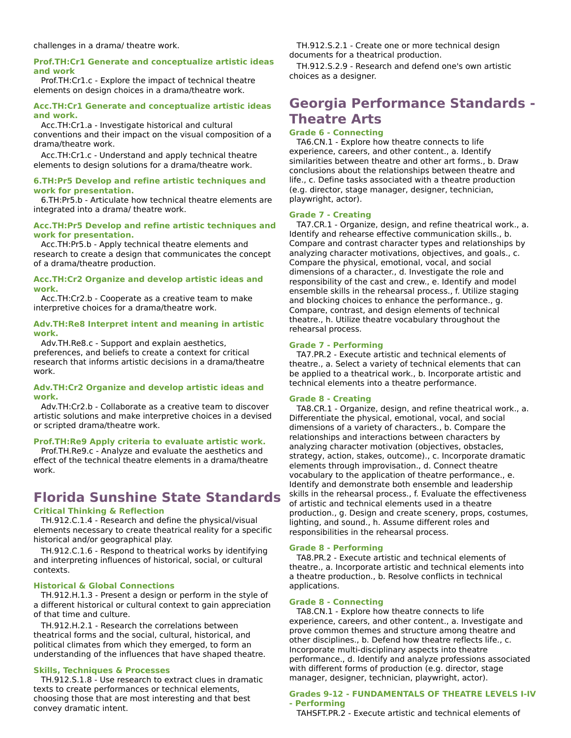challenges in a drama/ theatre work.

#### Prof.TH:Cr1 Generate and conceptualize artistic ideas and work

Prof.TH:Cr1.c - Explore the impact of technical theatre elements on design choices in a drama/theatre work.

#### Acc.TH:Cr1 Generate and conceptualize artistic ideas and work.

Acc.TH:Cr1.a - Investigate historical and cultural conventions and their impact on the visual composition of a drama/theatre work.

Acc.TH:Cr1.c - Understand and apply technical theatre elements to design solutions for a drama/theatre work.

#### 6.TH:Pr5 Develop and refine artistic techniques and work for presentation.

6.TH:Pr5.b - Articulate how technical theatre elements are integrated into a drama/ theatre work.

#### Acc.TH:Pr5 Develop and refine artistic techniques and work for presentation.

Acc.TH:Pr5.b - Apply technical theatre elements and research to create a design that communicates the concept of a drama/theatre production.

#### Acc.TH:Cr2 Organize and develop artistic ideas and work.

Acc.TH:Cr2.b - Cooperate as a creative team to make interpretive choices for a drama/theatre work.

#### Adv.TH:Re8 Interpret intent and meaning in artistic work.

Adv.TH.Re8.c - Support and explain aesthetics, preferences, and beliefs to create a context for critical research that informs artistic decisions in a drama/theatre work.

#### Adv.TH:Cr2 Organize and develop artistic ideas and work.

Adv.TH:Cr2.b - Collaborate as a creative team to discover artistic solutions and make interpretive choices in a devised or scripted drama/theatre work.

#### Prof.TH:Re9 Apply criteria to evaluate artistic work.

Prof.TH.Re9.c - Analyze and evaluate the aesthetics and effect of the technical theatre elements in a drama/theatre work.

## Florida Sunshine State Standards

#### Critical Thinking & Reflection

TH.912.C.1.4 - Research and define the physical/visual elements necessary to create theatrical reality for a specific historical and/or geographical play.

TH.912.C.1.6 - Respond to theatrical works by identifying and interpreting influences of historical, social, or cultural contexts.

#### Historical & Global Connections

TH.912.H.1.3 - Present a design or perform in the style of a different historical or cultural context to gain appreciation of that time and culture.

TH.912.H.2.1 - Research the correlations between theatrical forms and the social, cultural, historical, and political climates from which they emerged, to form an understanding of the influences that have shaped theatre.

#### Skills, Techniques & Processes

TH.912.S.1.8 - Use research to extract clues in dramatic texts to create performances or technical elements, choosing those that are most interesting and that best convey dramatic intent.

TH.912.S.2.1 - Create one or more technical design documents for a theatrical production.

TH.912.S.2.9 - Research and defend one's own artistic choices as a designer.

## Georgia Performance Standards - Theatre Arts

#### Grade 6 - Connecting

TA6.CN.1 - Explore how theatre connects to life experience, careers, and other content., a. Identify similarities between theatre and other art forms., b. Draw conclusions about the relationships between theatre and life., c. Define tasks associated with a theatre production (e.g. director, stage manager, designer, technician, playwright, actor).

#### Grade 7 - Creating

TA7.CR.1 - Organize, design, and refine theatrical work., a. Identify and rehearse effective communication skills., b. Compare and contrast character types and relationships by analyzing character motivations, objectives, and goals., c. Compare the physical, emotional, vocal, and social dimensions of a character., d. Investigate the role and responsibility of the cast and crew., e. Identify and model ensemble skills in the rehearsal process., f. Utilize staging and blocking choices to enhance the performance., g. Compare, contrast, and design elements of technical theatre., h. Utilize theatre vocabulary throughout the rehearsal process.

#### Grade 7 - Performing

TA7.PR.2 - Execute artistic and technical elements of theatre., a. Select a variety of technical elements that can be applied to a theatrical work., b. Incorporate artistic and technical elements into a theatre performance.

#### Grade 8 - Creating

TA8.CR.1 - Organize, design, and refine theatrical work., a. Differentiate the physical, emotional, vocal, and social dimensions of a variety of characters., b. Compare the relationships and interactions between characters by analyzing character motivation (objectives, obstacles, strategy, action, stakes, outcome)., c. Incorporate dramatic elements through improvisation., d. Connect theatre vocabulary to the application of theatre performance., e. Identify and demonstrate both ensemble and leadership skills in the rehearsal process., f. Evaluate the effectiveness of artistic and technical elements used in a theatre production., g. Design and create scenery, props, costumes, lighting, and sound., h. Assume different roles and responsibilities in the rehearsal process.

#### Grade 8 - Performing

TA8.PR.2 - Execute artistic and technical elements of theatre., a. Incorporate artistic and technical elements into a theatre production., b. Resolve conflicts in technical applications.

#### Grade 8 - Connecting

TA8.CN.1 - Explore how theatre connects to life experience, careers, and other content., a. Investigate and prove common themes and structure among theatre and other disciplines., b. Defend how theatre reflects life., c. Incorporate multi-disciplinary aspects into theatre performance., d. Identify and analyze professions associated with different forms of production (e.g. director, stage manager, designer, technician, playwright, actor).

#### Grades 9-12 - FUNDAMENTALS OF THEATRE LEVELS I-IV - Performing

TAHSFT.PR.2 - Execute artistic and technical elements of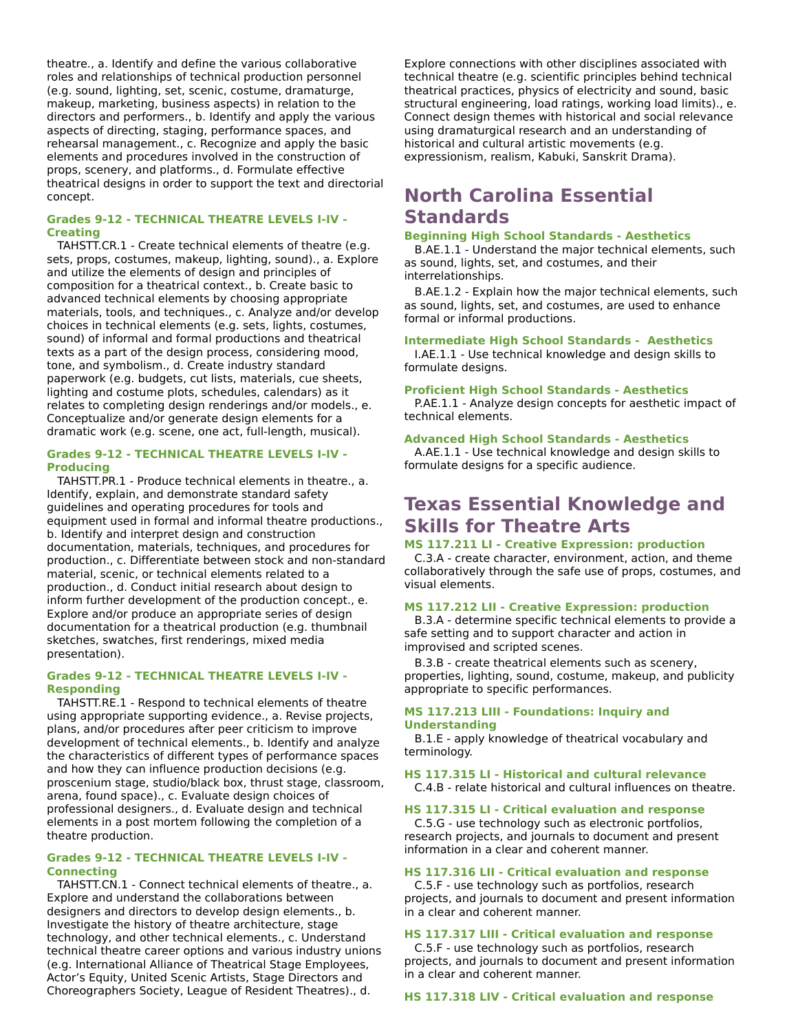theatre., a. Identify and define the various collaborative roles and relationships of technical production personnel (e.g. sound, lighting, set, scenic, costume, dramaturge, makeup, marketing, business aspects) in relation to the directors and performers., b. Identify and apply the various aspects of directing, staging, performance spaces, and rehearsal management., c. Recognize and apply the basic elements and procedures involved in the construction of props, scenery, and platforms., d. Formulate effective theatrical designs in order to support the text and directorial concept.

#### Grades 9-12 - TECHNICAL THEATRE LEVELS I-IV - Creating

TAHSTT.CR.1 - Create technical elements of theatre (e.g. sets, props, costumes, makeup, lighting, sound)., a. Explore and utilize the elements of design and principles of composition for a theatrical context., b. Create basic to advanced technical elements by choosing appropriate materials, tools, and techniques., c. Analyze and/or develop choices in technical elements (e.g. sets, lights, costumes, sound) of informal and formal productions and theatrical texts as a part of the design process, considering mood, tone, and symbolism., d. Create industry standard paperwork (e.g. budgets, cut lists, materials, cue sheets, lighting and costume plots, schedules, calendars) as it relates to completing design renderings and/or models., e. Conceptualize and/or generate design elements for a dramatic work (e.g. scene, one act, full-length, musical).

#### Grades 9-12 - TECHNICAL THEATRE LEVELS I-IV - Producing

TAHSTT.PR.1 - Produce technical elements in theatre., a. Identify, explain, and demonstrate standard safety guidelines and operating procedures for tools and equipment used in formal and informal theatre productions., b. Identify and interpret design and construction documentation, materials, techniques, and procedures for production., c. Differentiate between stock and non-standard material, scenic, or technical elements related to a production., d. Conduct initial research about design to inform further development of the production concept., e. Explore and/or produce an appropriate series of design documentation for a theatrical production (e.g. thumbnail sketches, swatches, first renderings, mixed media presentation).

#### Grades 9-12 - TECHNICAL THEATRE LEVELS I-IV - Responding

TAHSTT.RE.1 - Respond to technical elements of theatre using appropriate supporting evidence., a. Revise projects, plans, and/or procedures after peer criticism to improve development of technical elements., b. Identify and analyze the characteristics of different types of performance spaces and how they can influence production decisions (e.g. proscenium stage, studio/black box, thrust stage, classroom, arena, found space)., c. Evaluate design choices of professional designers., d. Evaluate design and technical elements in a post mortem following the completion of a theatre production.

#### Grades 9-12 - TECHNICAL THEATRE LEVELS I-IV - Connecting

TAHSTT.CN.1 - Connect technical elements of theatre., a. Explore and understand the collaborations between designers and directors to develop design elements., b. Investigate the history of theatre architecture, stage technology, and other technical elements., c. Understand technical theatre career options and various industry unions (e.g. International Alliance of Theatrical Stage Employees, Actor's Equity, United Scenic Artists, Stage Directors and Choreographers Society, League of Resident Theatres)., d. Explore connections with other disciplines associated with technical theatre (e.g. scientific principles behind technical theatrical practices, physics of electricity and sound, basic structural engineering, load ratings, working load limits)., e. Connect design themes with historical and social relevance using dramaturgical research and an understanding of historical and cultural artistic movements (e.g. expressionism, realism, Kabuki, Sanskrit Drama).

## North Carolina Essential Standards

#### Beginning High School Standards - Aesthetics

B.AE.1.1 - Understand the major technical elements, such as sound, lights, set, and costumes, and their interrelationships.

B.AE.1.2 - Explain how the major technical elements, such as sound, lights, set, and costumes, are used to enhance formal or informal productions.

#### Intermediate High School Standards - Aesthetics

I.AE.1.1 - Use technical knowledge and design skills to formulate designs.

#### Proficient High School Standards - Aesthetics

P.AE.1.1 - Analyze design concepts for aesthetic impact of technical elements.

#### Advanced High School Standards - Aesthetics

A.AE.1.1 - Use technical knowledge and design skills to formulate designs for a specific audience.

## Texas Essential Knowledge and Skills for Theatre Arts

#### MS 117.211 LI - Creative Expression: production

C.3.A - create character, environment, action, and theme collaboratively through the safe use of props, costumes, and visual elements.

#### MS 117.212 LII - Creative Expression: production

B.3.A - determine specific technical elements to provide a safe setting and to support character and action in improvised and scripted scenes.

B.3.B - create theatrical elements such as scenery, properties, lighting, sound, costume, makeup, and publicity appropriate to specific performances.

#### MS 117.213 LIII - Foundations: Inquiry and Understanding

B.1.E - apply knowledge of theatrical vocabulary and terminology.

#### HS 117.315 LI - Historical and cultural relevance

C.4.B - relate historical and cultural influences on theatre.

#### HS 117.315 LI - Critical evaluation and response

C.5.G - use technology such as electronic portfolios, research projects, and journals to document and present information in a clear and coherent manner.

#### HS 117.316 LII - Critical evaluation and response

C.5.F - use technology such as portfolios, research projects, and journals to document and present information in a clear and coherent manner.

#### HS 117.317 LIII - Critical evaluation and response

C.5.F - use technology such as portfolios, research projects, and journals to document and present information in a clear and coherent manner.

#### HS 117.318 LIV - Critical evaluation and response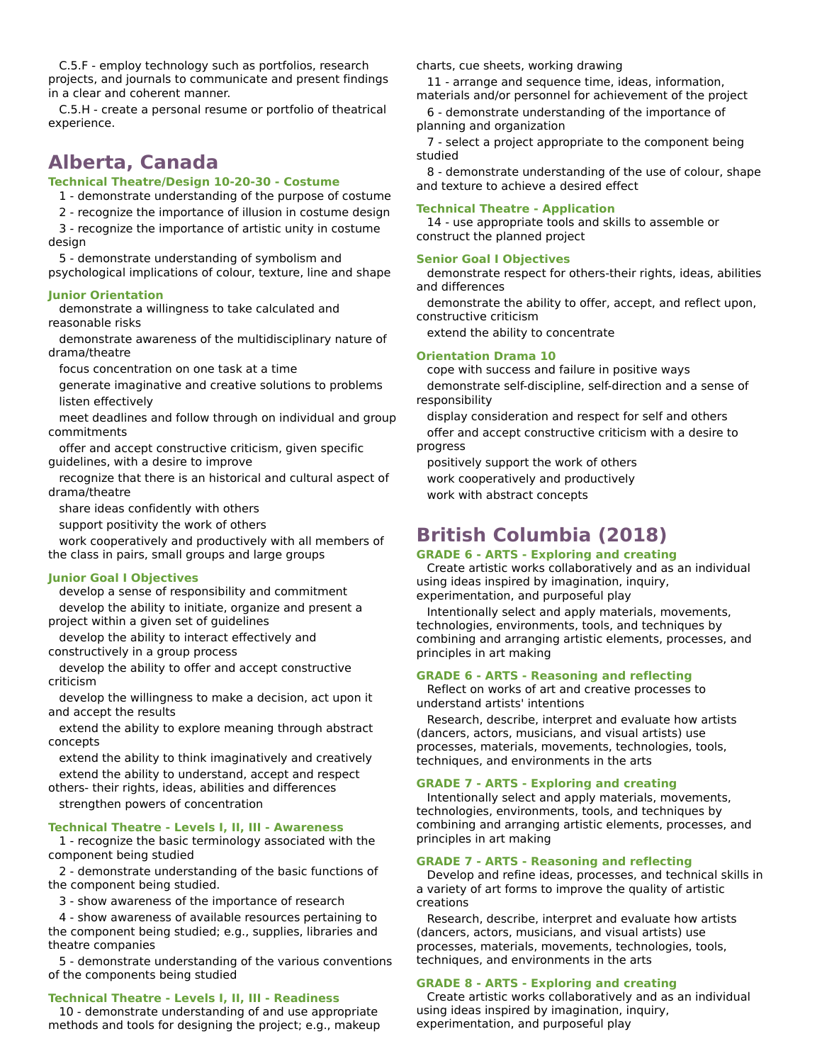C.5.F - employ technology such as portfolios, research projects, and journals to communicate and present findings in a clear and coherent manner.

C.5.H - create a personal resume or portfolio of theatrical experience.

## Alberta, Canada

### Technical Theatre/Design 10-20-30 - Costume

1 - demonstrate understanding of the purpose of costume

2 - recognize the importance of illusion in costume design

3 - recognize the importance of artistic unity in costume design

5 - demonstrate understanding of symbolism and psychological implications of colour, texture, line and shape

### Junior Orientation

demonstrate a willingness to take calculated and reasonable risks

demonstrate awareness of the multidisciplinary nature of drama/theatre

focus concentration on one task at a time

generate imaginative and creative solutions to problems

listen effectively

meet deadlines and follow through on individual and group commitments

offer and accept constructive criticism, given specific guidelines, with a desire to improve

recognize that there is an historical and cultural aspect of drama/theatre

share ideas confidently with others

support positivity the work of others

work cooperatively and productively with all members of the class in pairs, small groups and large groups

### Junior Goal I Objectives

develop a sense of responsibility and commitment

develop the ability to initiate, organize and present a project within a given set of guidelines

develop the ability to interact effectively and constructively in a group process

develop the ability to offer and accept constructive criticism

develop the willingness to make a decision, act upon it and accept the results

extend the ability to explore meaning through abstract concepts

extend the ability to think imaginatively and creatively

extend the ability to understand, accept and respect others- their rights, ideas, abilities and differences

strengthen powers of concentration

### Technical Theatre - Levels I, II, III - Awareness

1 - recognize the basic terminology associated with the component being studied

2 - demonstrate understanding of the basic functions of the component being studied.

3 - show awareness of the importance of research

4 - show awareness of available resources pertaining to the component being studied; e.g., supplies, libraries and theatre companies

5 - demonstrate understanding of the various conventions of the components being studied

### Technical Theatre - Levels I, II, III - Readiness

10 - demonstrate understanding of and use appropriate methods and tools for designing the project; e.g., makeup charts, cue sheets, working drawing

11 - arrange and sequence time, ideas, information, materials and/or personnel for achievement of the project

6 - demonstrate understanding of the importance of planning and organization

7 - select a project appropriate to the component being studied

8 - demonstrate understanding of the use of colour, shape and texture to achieve a desired effect

### Technical Theatre - Application

14 - use appropriate tools and skills to assemble or construct the planned project

### Senior Goal I Objectives

demonstrate respect for others-their rights, ideas, abilities and differences

demonstrate the ability to offer, accept, and reflect upon, constructive criticism

extend the ability to concentrate

### Orientation Drama 10

cope with success and failure in positive ways

demonstrate self-discipline, self-direction and a sense of responsibility

display consideration and respect for self and others

offer and accept constructive criticism with a desire to progress

positively support the work of others

work cooperatively and productively

work with abstract concepts

## British Columbia (2018)

### GRADE 6 - ARTS - Exploring and creating

Create artistic works collaboratively and as an individual using ideas inspired by imagination, inquiry, experimentation, and purposeful play

Intentionally select and apply materials, movements, technologies, environments, tools, and techniques by combining and arranging artistic elements, processes, and principles in art making

### GRADE 6 - ARTS - Reasoning and reflecting

Reflect on works of art and creative processes to understand artists' intentions

Research, describe, interpret and evaluate how artists (dancers, actors, musicians, and visual artists) use processes, materials, movements, technologies, tools, techniques, and environments in the arts

### GRADE 7 - ARTS - Exploring and creating

Intentionally select and apply materials, movements, technologies, environments, tools, and techniques by combining and arranging artistic elements, processes, and principles in art making

### GRADE 7 - ARTS - Reasoning and reflecting

Develop and refine ideas, processes, and technical skills in a variety of art forms to improve the quality of artistic creations

Research, describe, interpret and evaluate how artists (dancers, actors, musicians, and visual artists) use processes, materials, movements, technologies, tools, techniques, and environments in the arts

### GRADE 8 - ARTS - Exploring and creating

Create artistic works collaboratively and as an individual using ideas inspired by imagination, inquiry, experimentation, and purposeful play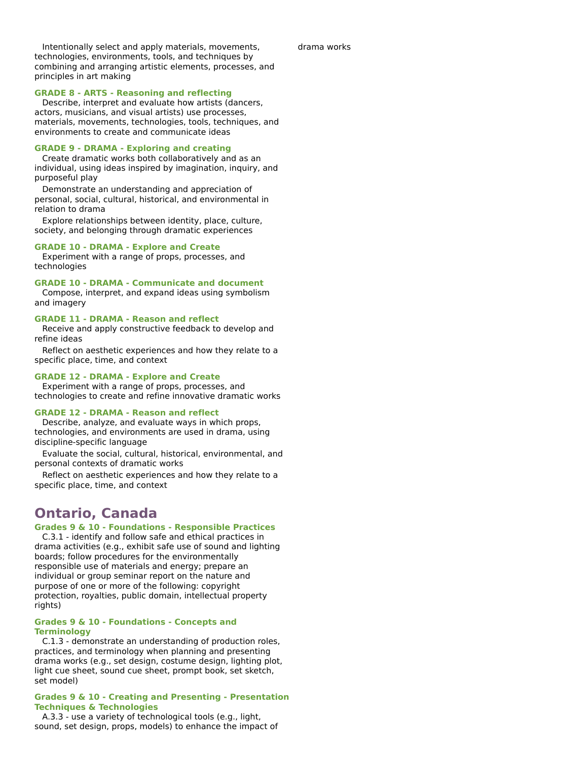Intentionally select and apply materials, movements, technologies, environments, tools, and techniques by combining and arranging artistic elements, processes, and principles in art making

**GRADE 8 - ARTS - Reasoning and reflecting**

Describe, interpret and evaluate how artists (dancers, actors, musicians, and visual artists) use processes, materials, movements, technologies, tools, techniques, and environments to create and communicate ideas

**GRADE 9 - DRAMA - Exploring and creating**

Create dramatic works both collaboratively and as an individual, using ideas inspired by imagination, inquiry, and purposeful play

Demonstrate an understanding and appreciation of personal, social, cultural, historical, and environmental in relation to drama

Explore relationships between identity, place, culture, society, and belonging through dramatic experiences

**GRADE 10 - DRAMA - Explore and Create**

Experiment with a range of props, processes, and technologies

**GRADE 10 - DRAMA - Communicate and document**

Compose, interpret, and expand ideas using symbolism and imagery

**GRADE 11 - DRAMA - Reason and reflect**

Receive and apply constructive feedback to develop and refine ideas

Reflect on aesthetic experiences and how they relate to a specific place, time, and context

**GRADE 12 - DRAMA - Explore and Create**

Experiment with a range of props, processes, and technologies to create and refine innovative dramatic works

**GRADE 12 - DRAMA - Reason and reflect**

Describe, analyze, and evaluate ways in which props, technologies, and environments are used in drama, using discipline-specific language

Evaluate the social, cultural, historical, environmental, and personal contexts of dramatic works

Reflect on aesthetic experiences and how they relate to a specific place, time, and context

## Ontario, Canada

**Grades 9 & 10 - Foundations - Responsible Practices**

C.3.1 - identify and follow safe and ethical practices in drama activities (e.g., exhibit safe use of sound and lighting boards; follow procedures for the environmentally responsible use of materials and energy; prepare an individual or group seminar report on the nature and purpose of one or more of the following: copyright protection, royalties, public domain, intellectual property rights)

**Grades 9 & 10 - Foundations - Concepts and Terminology**

C.1.3 - demonstrate an understanding of production roles, practices, and terminology when planning and presenting drama works (e.g., set design, costume design, lighting plot, light cue sheet, sound cue sheet, prompt book, set sketch, set model)

**Grades 9 & 10 - Creating and Presenting - Presentation Techniques & Technologies**

A.3.3 - use a variety of technological tools (e.g., light, sound, set design, props, models) to enhance the impact of drama works